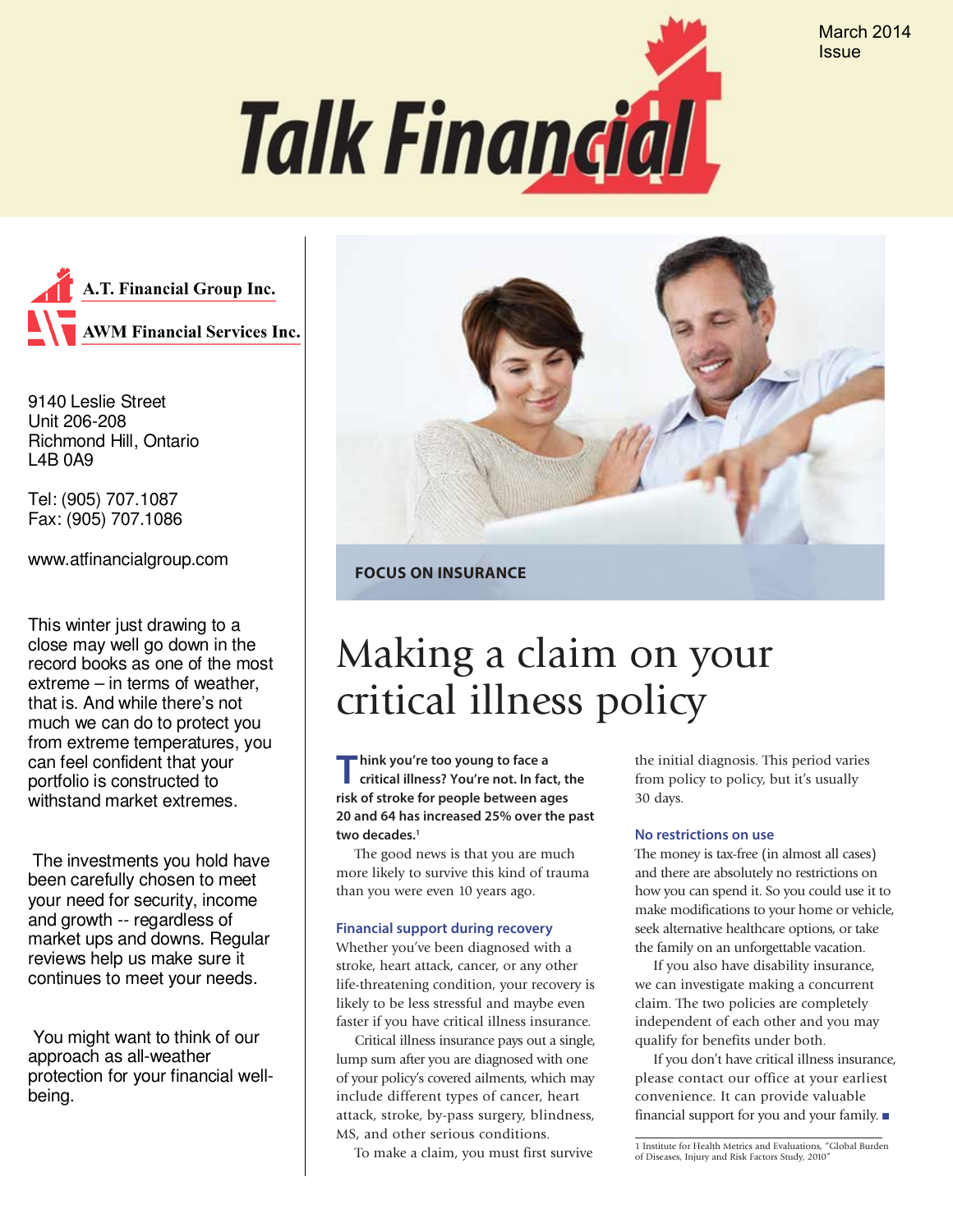March 2014 Issue

# Talk Financial

A.T. Financial Group Inc.

AWM Financial Services Inc.

9140 Leslie Street
Unit 206-208
Richmond Hill, Ontario
L4B 0A9

Tel: (905) 707.1087
Fax: (905) 707.1086

www.atfinancialgroup.com

This winter just drawing to a close may well go down in the record books as one of the most extreme – in terms of weather, that is. And while there's not much we can do to protect you from extreme temperatures, you can feel confident that your portfolio is constructed to withstand market extremes.

The investments you hold have been carefully chosen to meet your need for security, income and growth -- regardless of market ups and downs. Regular reviews help us make sure it continues to meet your needs.

You might want to think of our approach as all-weather protection for your financial well-being.

FOCUS ON INSURANCE

## Making a claim on your critical illness policy

**Think you're too young to face a critical illness? You're not. In fact, the risk of stroke for people between ages 20 and 64 has increased 25% over the past two decades.[1]**

The good news is that you are much more likely to survive this kind of trauma than you were even 10 years ago.

### Financial support during recovery

Whether you've been diagnosed with a stroke, heart attack, cancer, or any other life-threatening condition, your recovery is likely to be less stressful and maybe even faster if you have critical illness insurance.

Critical illness insurance pays out a single, lump sum after you are diagnosed with one of your policy's covered ailments, which may include different types of cancer, heart attack, stroke, by-pass surgery, blindness, MS, and other serious conditions.

To make a claim, you must first survive the initial diagnosis. This period varies from policy to policy, but it's usually 30 days.

### No restrictions on use

The money is tax-free (in almost all cases) and there are absolutely no restrictions on how you can spend it. So you could use it to make modifications to your home or vehicle, seek alternative healthcare options, or take the family on an unforgettable vacation.

If you also have disability insurance, we can investigate making a concurrent claim. The two policies are completely independent of each other and you may qualify for benefits under both.

If you don't have critical illness insurance, please contact our office at your earliest convenience. It can provide valuable financial support for you and your family. ■

1 Institute for Health Metrics and Evaluations, "Global Burden of Diseases, Injury and Risk Factors Study, 2010"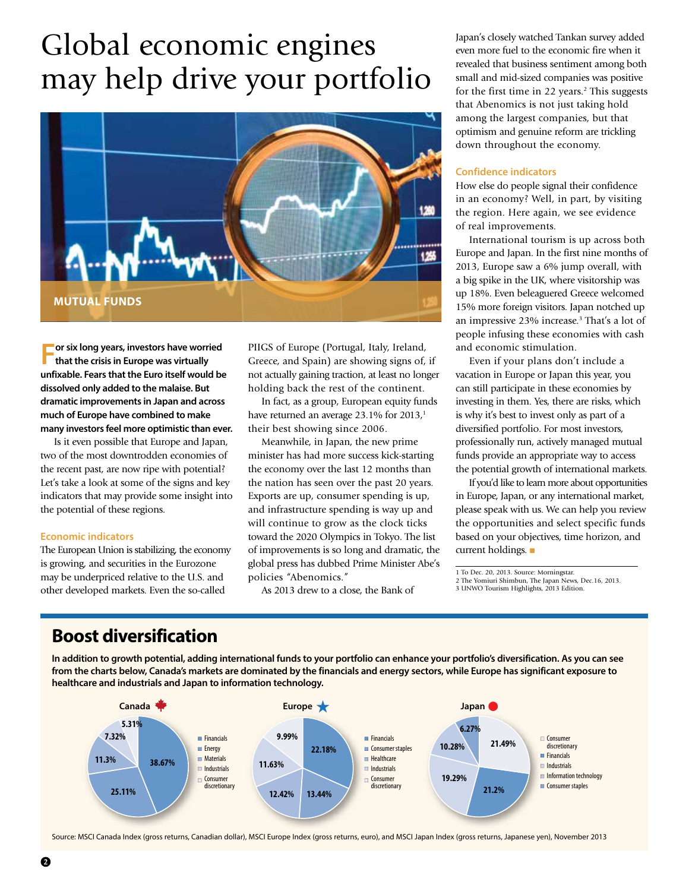# Global economic engines may help drive your portfolio

MUTUAL FUNDS

**For six long years, investors have worried that the crisis in Europe was virtually unfixable. Fears that the Euro itself would be dissolved only added to the malaise. But dramatic improvements in Japan and across much of Europe have combined to make many investors feel more optimistic than ever.**

Is it even possible that Europe and Japan, two of the most downtrodden economies of the recent past, are now ripe with potential? Let's take a look at some of the signs and key indicators that may provide some insight into the potential of these regions.

### Economic indicators

The European Union is stabilizing, the economy is growing, and securities in the Eurozone may be underpriced relative to the U.S. and other developed markets. Even the so-called PIIGS of Europe (Portugal, Italy, Ireland, Greece, and Spain) are showing signs of, if not actually gaining traction, at least no longer holding back the rest of the continent.

In fact, as a group, European equity funds have returned an average 23.1% for 2013,[1] their best showing since 2006.

Meanwhile, in Japan, the new prime minister has had more success kick-starting the economy over the last 12 months than the nation has seen over the past 20 years. Exports are up, consumer spending is up, and infrastructure spending is way up and will continue to grow as the clock ticks toward the 2020 Olympics in Tokyo. The list of improvements is so long and dramatic, the global press has dubbed Prime Minister Abe's policies "Abenomics."

As 2013 drew to a close, the Bank of Japan's closely watched Tankan survey added even more fuel to the economic fire when it revealed that business sentiment among both small and mid-sized companies was positive for the first time in 22 years.[2] This suggests that Abenomics is not just taking hold among the largest companies, but that optimism and genuine reform are trickling down throughout the economy.

### Confidence indicators

How else do people signal their confidence in an economy? Well, in part, by visiting the region. Here again, we see evidence of real improvements.

International tourism is up across both Europe and Japan. In the first nine months of 2013, Europe saw a 6% jump overall, with a big spike in the UK, where visitorship was up 18%. Even beleaguered Greece welcomed 15% more foreign visitors. Japan notched up an impressive 23% increase.[3] That's a lot of people infusing these economies with cash and economic stimulation.

Even if your plans don't include a vacation in Europe or Japan this year, you can still participate in these economies by investing in them. Yes, there are risks, which is why it's best to invest only as part of a diversified portfolio. For most investors, professionally run, actively managed mutual funds provide an appropriate way to access the potential growth of international markets.

If you'd like to learn more about opportunities in Europe, Japan, or any international market, please speak with us. We can help you review the opportunities and select specific funds based on your objectives, time horizon, and current holdings. ■

1 To Dec. 20, 2013. Source: Morningstar.
2 The Yomiuri Shimbun, The Japan News, Dec.16, 2013.
3 UNWO Tourism Highlights, 2013 Edition.

## Boost diversification

**In addition to growth potential, adding international funds to your portfolio can enhance your portfolio's diversification. As you can see from the charts below, Canada's markets are dominated by the financials and energy sectors, while Europe has significant exposure to healthcare and industrials and Japan to information technology.**

**Canada**

| Sector | Weight |
|---|---|
| Financials | 38.67% |
| Energy | 25.11% |
| Materials | 11.3% |
| Industrials | 7.32% |
| Consumer discretionary | 5.31% |

**Europe**

| Sector | Weight |
|---|---|
| Financials | 22.18% |
| Consumer staples | 13.44% |
| Healthcare | 12.42% |
| Industrials | 11.63% |
| Consumer discretionary | 9.99% |

**Japan**

| Sector | Weight |
|---|---|
| Consumer discretionary | 21.49% |
| Financials | 21.2% |
| Industrials | 19.29% |
| Information technology | 10.28% |
| Consumer staples | 6.27% |

Source: MSCI Canada Index (gross returns, Canadian dollar), MSCI Europe Index (gross returns, euro), and MSCI Japan Index (gross returns, Japanese yen), November 2013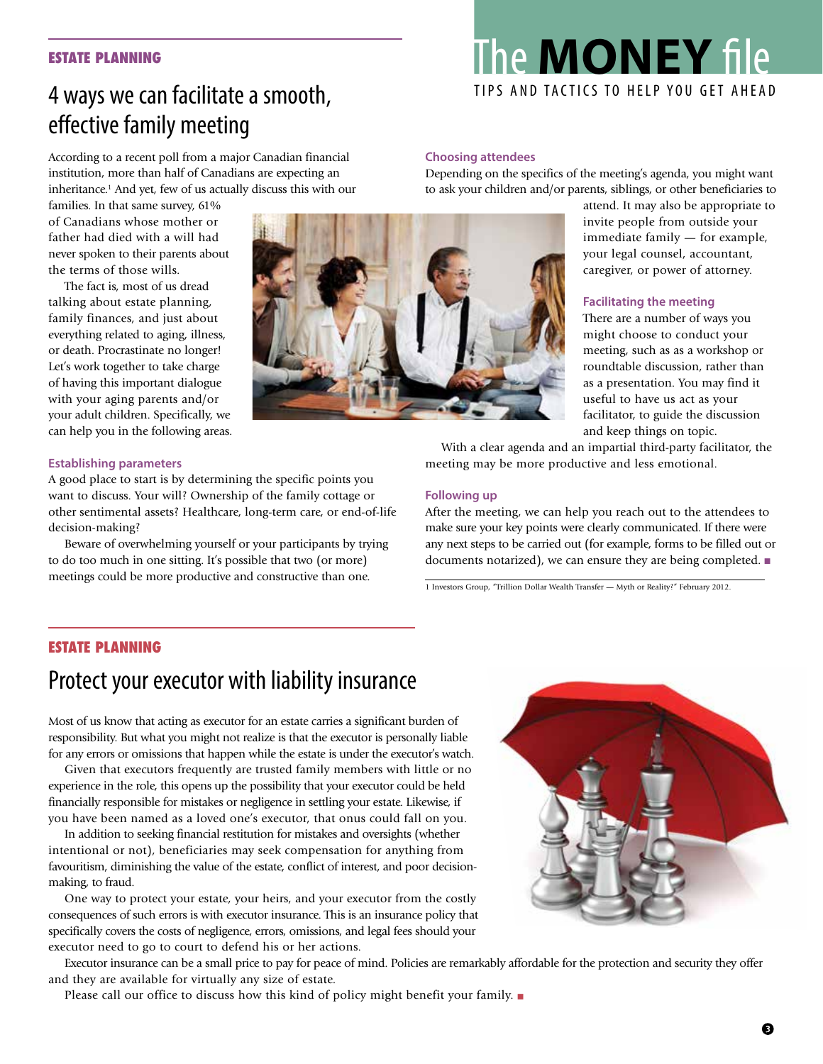# The MONEY file

TIPS AND TACTICS TO HELP YOU GET AHEAD

**ESTATE PLANNING**

## 4 ways we can facilitate a smooth, effective family meeting

According to a recent poll from a major Canadian financial institution, more than half of Canadians are expecting an inheritance.[1] And yet, few of us actually discuss this with our families. In that same survey, 61% of Canadians whose mother or father had died with a will had never spoken to their parents about the terms of those wills.

The fact is, most of us dread talking about estate planning, family finances, and just about everything related to aging, illness, or death. Procrastinate no longer! Let's work together to take charge of having this important dialogue with your aging parents and/or your adult children. Specifically, we can help you in the following areas.

### Establishing parameters

A good place to start is by determining the specific points you want to discuss. Your will? Ownership of the family cottage or other sentimental assets? Healthcare, long-term care, or end-of-life decision-making?

Beware of overwhelming yourself or your participants by trying to do too much in one sitting. It's possible that two (or more) meetings could be more productive and constructive than one.

### Choosing attendees

Depending on the specifics of the meeting's agenda, you might want to ask your children and/or parents, siblings, or other beneficiaries to attend. It may also be appropriate to invite people from outside your immediate family — for example, your legal counsel, accountant, caregiver, or power of attorney.

### Facilitating the meeting

There are a number of ways you might choose to conduct your meeting, such as as a workshop or roundtable discussion, rather than as a presentation. You may find it useful to have us act as your facilitator, to guide the discussion and keep things on topic.

With a clear agenda and an impartial third-party facilitator, the meeting may be more productive and less emotional.

### Following up

After the meeting, we can help you reach out to the attendees to make sure your key points were clearly communicated. If there were any next steps to be carried out (for example, forms to be filled out or documents notarized), we can ensure they are being completed. ■

1 Investors Group, "Trillion Dollar Wealth Transfer — Myth or Reality?" February 2012.

**ESTATE PLANNING**

## Protect your executor with liability insurance

Most of us know that acting as executor for an estate carries a significant burden of responsibility. But what you might not realize is that the executor is personally liable for any errors or omissions that happen while the estate is under the executor's watch.

Given that executors frequently are trusted family members with little or no experience in the role, this opens up the possibility that your executor could be held financially responsible for mistakes or negligence in settling your estate. Likewise, if you have been named as a loved one's executor, that onus could fall on you.

In addition to seeking financial restitution for mistakes and oversights (whether intentional or not), beneficiaries may seek compensation for anything from favouritism, diminishing the value of the estate, conflict of interest, and poor decision-making, to fraud.

One way to protect your estate, your heirs, and your executor from the costly consequences of such errors is with executor insurance. This is an insurance policy that specifically covers the costs of negligence, errors, omissions, and legal fees should your executor need to go to court to defend his or her actions.

Executor insurance can be a small price to pay for peace of mind. Policies are remarkably affordable for the protection and security they offer and they are available for virtually any size of estate.

Please call our office to discuss how this kind of policy might benefit your family. ■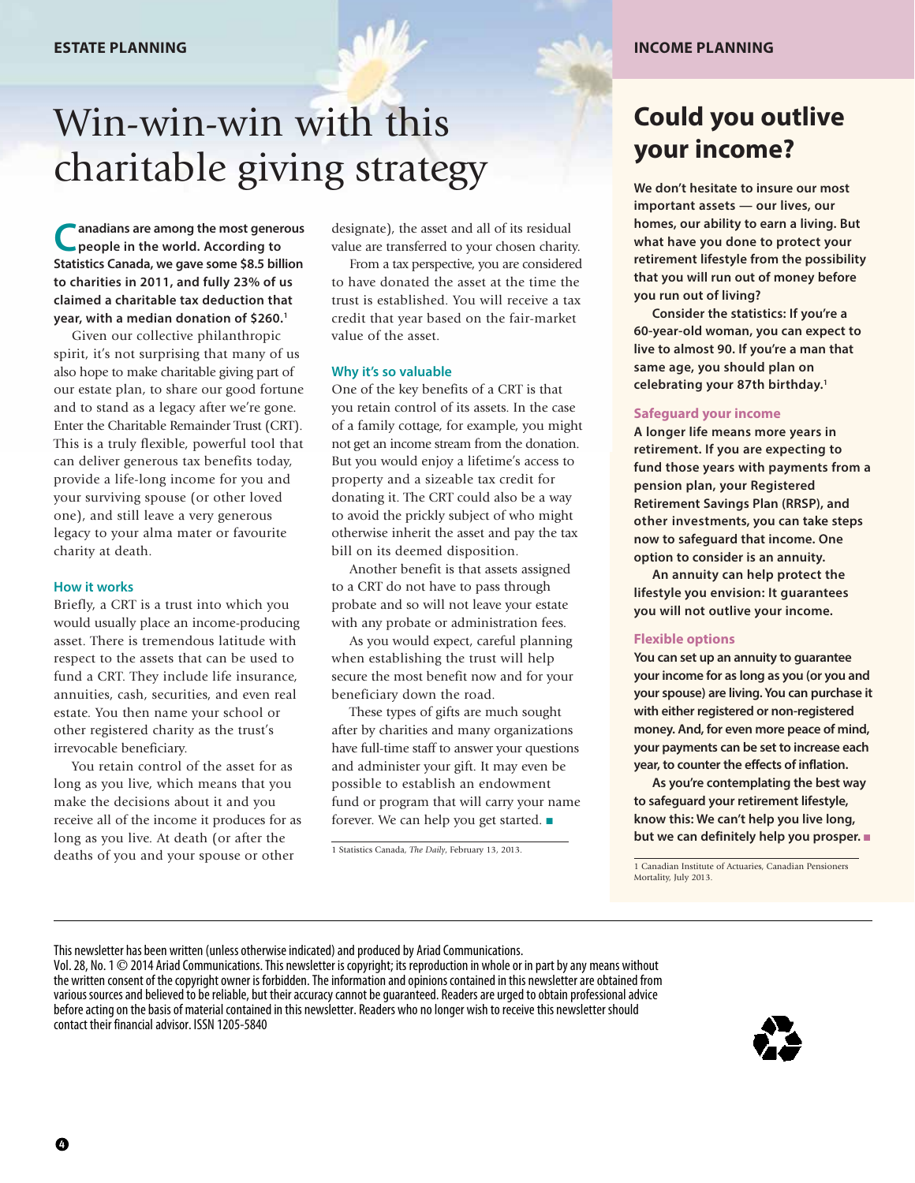ESTATE PLANNING

# Win-win-win with this charitable giving strategy

**Canadians are among the most generous people in the world. According to Statistics Canada, we gave some $8.5 billion to charities in 2011, and fully 23% of us claimed a charitable tax deduction that year, with a median donation of $260.[1]**

Given our collective philanthropic spirit, it's not surprising that many of us also hope to make charitable giving part of our estate plan, to share our good fortune and to stand as a legacy after we're gone. Enter the Charitable Remainder Trust (CRT). This is a truly flexible, powerful tool that can deliver generous tax benefits today, provide a life-long income for you and your surviving spouse (or other loved one), and still leave a very generous legacy to your alma mater or favourite charity at death.

### How it works

Briefly, a CRT is a trust into which you would usually place an income-producing asset. There is tremendous latitude with respect to the assets that can be used to fund a CRT. They include life insurance, annuities, cash, securities, and even real estate. You then name your school or other registered charity as the trust's irrevocable beneficiary.

You retain control of the asset for as long as you live, which means that you make the decisions about it and you receive all of the income it produces for as long as you live. At death (or after the deaths of you and your spouse or other designate), the asset and all of its residual value are transferred to your chosen charity.

From a tax perspective, you are considered to have donated the asset at the time the trust is established. You will receive a tax credit that year based on the fair-market value of the asset.

### Why it's so valuable

One of the key benefits of a CRT is that you retain control of its assets. In the case of a family cottage, for example, you might not get an income stream from the donation. But you would enjoy a lifetime's access to property and a sizeable tax credit for donating it. The CRT could also be a way to avoid the prickly subject of who might otherwise inherit the asset and pay the tax bill on its deemed disposition.

Another benefit is that assets assigned to a CRT do not have to pass through probate and so will not leave your estate with any probate or administration fees.

As you would expect, careful planning when establishing the trust will help secure the most benefit now and for your beneficiary down the road.

These types of gifts are much sought after by charities and many organizations have full-time staff to answer your questions and administer your gift. It may even be possible to establish an endowment fund or program that will carry your name forever. We can help you get started. ■

1 Statistics Canada, *The Daily*, February 13, 2013.

INCOME PLANNING

# Could you outlive your income?

**We don't hesitate to insure our most important assets — our lives, our homes, our ability to earn a living. But what have you done to protect your retirement lifestyle from the possibility that you will run out of money before you run out of living?**

**Consider the statistics: If you're a 60-year-old woman, you can expect to live to almost 90. If you're a man that same age, you should plan on celebrating your 87th birthday.[1]**

### Safeguard your income

**A longer life means more years in retirement. If you are expecting to fund those years with payments from a pension plan, your Registered Retirement Savings Plan (RRSP), and other investments, you can take steps now to safeguard that income. One option to consider is an annuity.**

**An annuity can help protect the lifestyle you envision: It guarantees you will not outlive your income.**

### Flexible options

**You can set up an annuity to guarantee your income for as long as you (or you and your spouse) are living. You can purchase it with either registered or non-registered money. And, for even more peace of mind, your payments can be set to increase each year, to counter the effects of inflation.**

**As you're contemplating the best way to safeguard your retirement lifestyle, know this: We can't help you live long, but we can definitely help you prosper.** ■

1 Canadian Institute of Actuaries, Canadian Pensioners Mortality, July 2013.

---

This newsletter has been written (unless otherwise indicated) and produced by Ariad Communications.
Vol. 28, No. 1 © 2014 Ariad Communications. This newsletter is copyright; its reproduction in whole or in part by any means without the written consent of the copyright owner is forbidden. The information and opinions contained in this newsletter are obtained from various sources and believed to be reliable, but their accuracy cannot be guaranteed. Readers are urged to obtain professional advice before acting on the basis of material contained in this newsletter. Readers who no longer wish to receive this newsletter should contact their financial advisor. ISSN 1205-5840